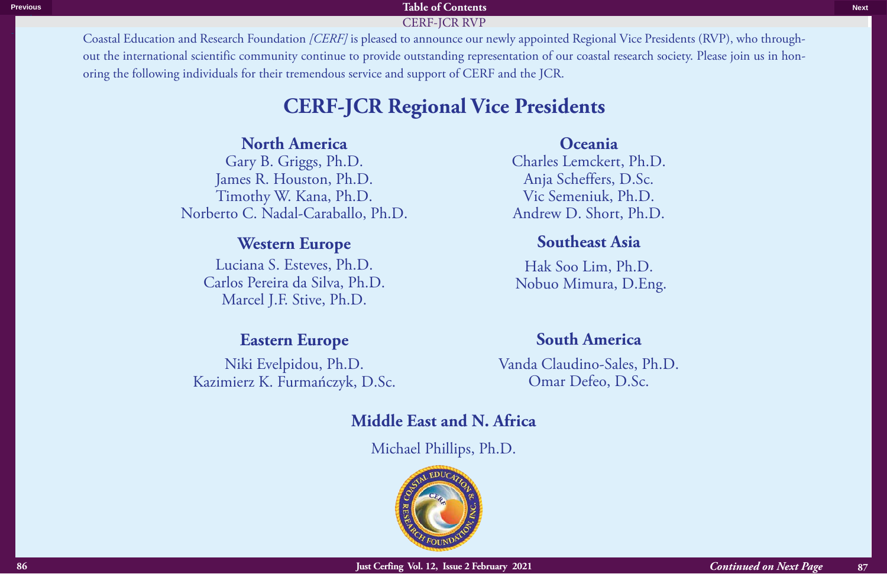Coastal Education and Research Foundation *[CERF]* is pleased to announce our newly appointed Regional Vice Presidents (RVP), who throughout the international scientific community continue to provide outstanding representation of our coastal research society. Please join us in honoring the following individuals for their tremendous service and support of CERF and the JCR.

# CERF-JCR Regional Vice Presidents

## North America

Gary B. Griggs, Ph.D.
James R. Houston, Ph.D.
Timothy W. Kana, Ph.D.
Norberto C. Nadal-Caraballo, Ph.D.

## Western Europe

Luciana S. Esteves, Ph.D.
Carlos Pereira da Silva, Ph.D.
Marcel J.F. Stive, Ph.D.

## Eastern Europe

Niki Evelpidou, Ph.D.
Kazimierz K. Furmańczyk, D.Sc.

## Oceania

Charles Lemckert, Ph.D.
Anja Scheffers, D.Sc.
Vic Semeniuk, Ph.D.
Andrew D. Short, Ph.D.

## Southeast Asia

Hak Soo Lim, Ph.D.
Nobuo Mimura, D.Eng.

## South America

Vanda Claudino-Sales, Ph.D.
Omar Defeo, D.Sc.

## Middle East and N. Africa

Michael Phillips, Ph.D.

*Continued on Next Page*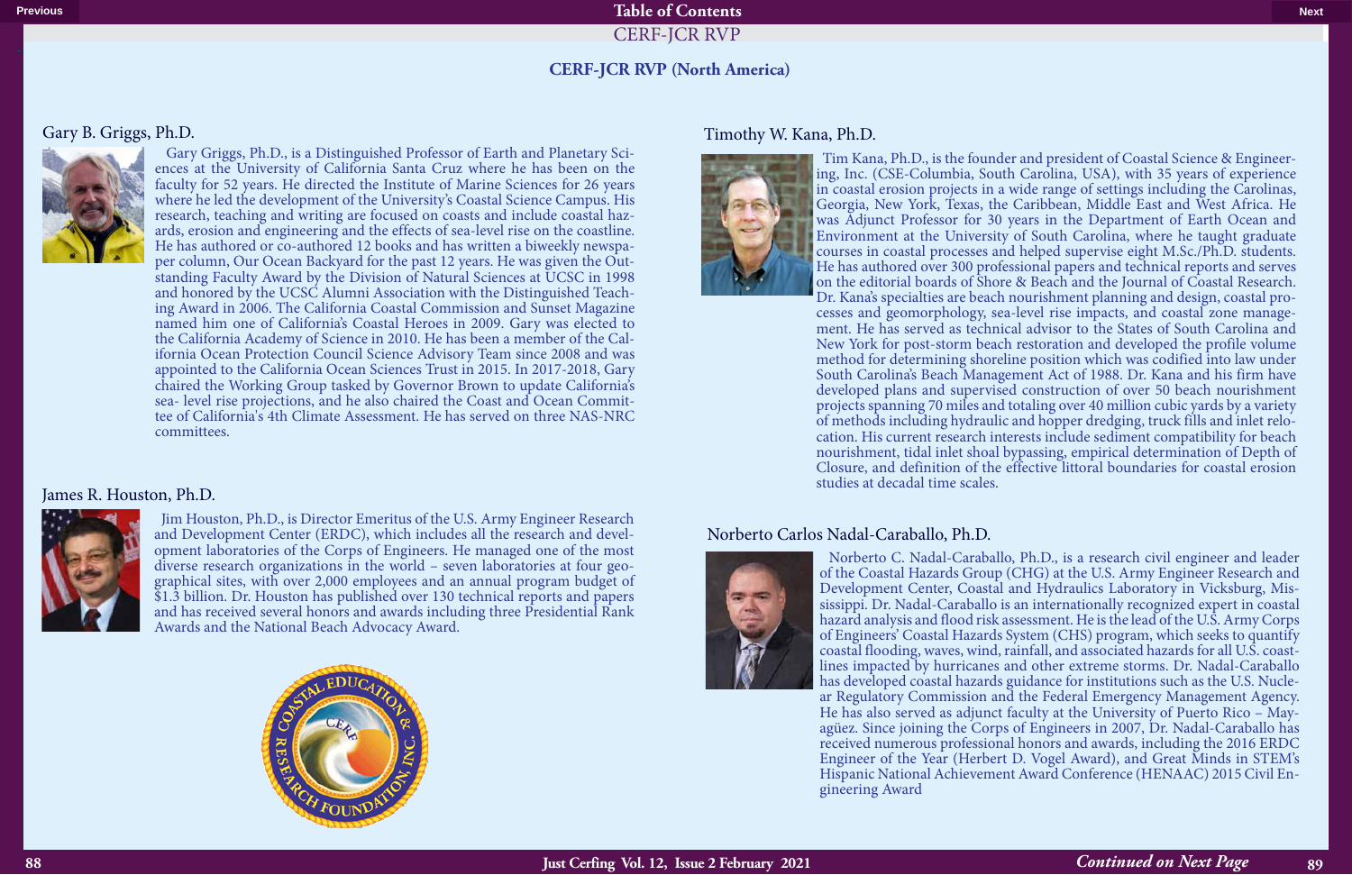## CERF-JCR RVP (North America)

### Gary B. Griggs, Ph.D.

Gary Griggs, Ph.D., is a Distinguished Professor of Earth and Planetary Sciences at the University of California Santa Cruz where he has been on the faculty for 52 years. He directed the Institute of Marine Sciences for 26 years where he led the development of the University's Coastal Science Campus. His research, teaching and writing are focused on coasts and include coastal hazards, erosion and engineering and the effects of sea-level rise on the coastline. He has authored or co-authored 12 books and has written a biweekly newspaper column, Our Ocean Backyard for the past 12 years. He was given the Outstanding Faculty Award by the Division of Natural Sciences at UCSC in 1998 and honored by the UCSC Alumni Association with the Distinguished Teaching Award in 2006. The California Coastal Commission and Sunset Magazine named him one of California's Coastal Heroes in 2009. Gary was elected to the California Academy of Science in 2010. He has been a member of the California Ocean Protection Council Science Advisory Team since 2008 and was appointed to the California Ocean Sciences Trust in 2015. In 2017-2018, Gary chaired the Working Group tasked by Governor Brown to update California's sea- level rise projections, and he also chaired the Coast and Ocean Committee of California's 4th Climate Assessment. He has served on three NAS-NRC committees.

### James R. Houston, Ph.D.

Jim Houston, Ph.D., is Director Emeritus of the U.S. Army Engineer Research and Development Center (ERDC), which includes all the research and development laboratories of the Corps of Engineers. He managed one of the most diverse research organizations in the world – seven laboratories at four geographical sites, with over 2,000 employees and an annual program budget of $1.3 billion. Dr. Houston has published over 130 technical reports and papers and has received several honors and awards including three Presidential Rank Awards and the National Beach Advocacy Award.

### Timothy W. Kana, Ph.D.

Tim Kana, Ph.D., is the founder and president of Coastal Science & Engineering, Inc. (CSE-Columbia, South Carolina, USA), with 35 years of experience in coastal erosion projects in a wide range of settings including the Carolinas, Georgia, New York, Texas, the Caribbean, Middle East and West Africa. He was Adjunct Professor for 30 years in the Department of Earth Ocean and Environment at the University of South Carolina, where he taught graduate courses in coastal processes and helped supervise eight M.Sc./Ph.D. students. He has authored over 300 professional papers and technical reports and serves on the editorial boards of Shore & Beach and the Journal of Coastal Research. Dr. Kana's specialties are beach nourishment planning and design, coastal processes and geomorphology, sea-level rise impacts, and coastal zone management. He has served as technical advisor to the States of South Carolina and New York for post-storm beach restoration and developed the profile volume method for determining shoreline position which was codified into law under South Carolina's Beach Management Act of 1988. Dr. Kana and his firm have developed plans and supervised construction of over 50 beach nourishment projects spanning 70 miles and totaling over 40 million cubic yards by a variety of methods including hydraulic and hopper dredging, truck fills and inlet relocation. His current research interests include sediment compatibility for beach nourishment, tidal inlet shoal bypassing, empirical determination of Depth of Closure, and definition of the effective littoral boundaries for coastal erosion studies at decadal time scales.

### Norberto Carlos Nadal-Caraballo, Ph.D.

Norberto C. Nadal-Caraballo, Ph.D., is a research civil engineer and leader of the Coastal Hazards Group (CHG) at the U.S. Army Engineer Research and Development Center, Coastal and Hydraulics Laboratory in Vicksburg, Mississippi. Dr. Nadal-Caraballo is an internationally recognized expert in coastal hazard analysis and flood risk assessment. He is the lead of the U.S. Army Corps of Engineers' Coastal Hazards System (CHS) program, which seeks to quantify coastal flooding, waves, wind, rainfall, and associated hazards for all U.S. coastlines impacted by hurricanes and other extreme storms. Dr. Nadal-Caraballo has developed coastal hazards guidance for institutions such as the U.S. Nuclear Regulatory Commission and the Federal Emergency Management Agency. He has also served as adjunct faculty at the University of Puerto Rico – Mayagüez. Since joining the Corps of Engineers in 2007, Dr. Nadal-Caraballo has received numerous professional honors and awards, including the 2016 ERDC Engineer of the Year (Herbert D. Vogel Award), and Great Minds in STEM's Hispanic National Achievement Award Conference (HENAAC) 2015 Civil Engineering Award

*Continued on Next Page*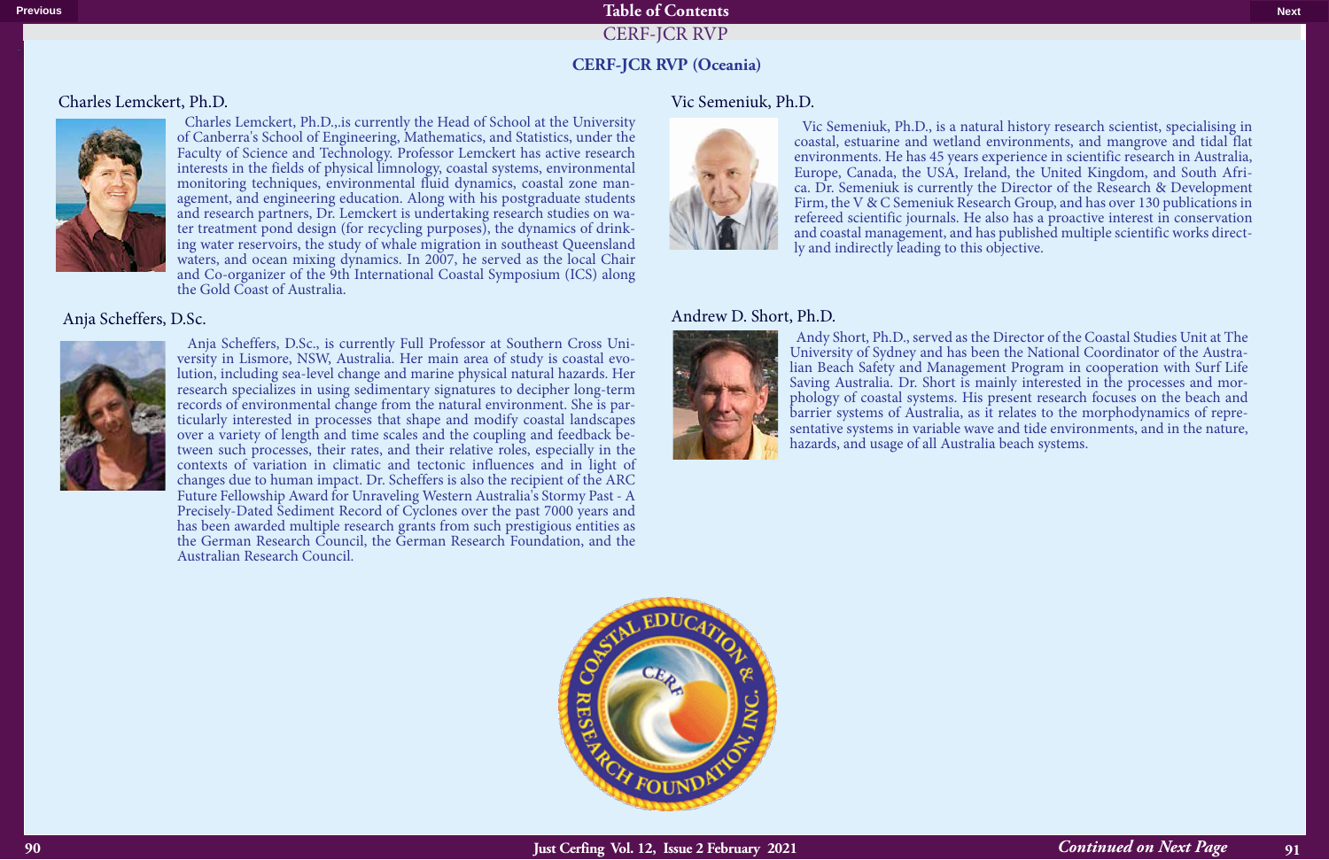## CERF-JCR RVP (Oceania)

### Charles Lemckert, Ph.D.

Charles Lemckert, Ph.D.,.is currently the Head of School at the University of Canberra's School of Engineering, Mathematics, and Statistics, under the Faculty of Science and Technology. Professor Lemckert has active research interests in the fields of physical limnology, coastal systems, environmental monitoring techniques, environmental fluid dynamics, coastal zone management, and engineering education. Along with his postgraduate students and research partners, Dr. Lemckert is undertaking research studies on water treatment pond design (for recycling purposes), the dynamics of drinking water reservoirs, the study of whale migration in southeast Queensland waters, and ocean mixing dynamics. In 2007, he served as the local Chair and Co-organizer of the 9th International Coastal Symposium (ICS) along the Gold Coast of Australia.

### Anja Scheffers, D.Sc.

Anja Scheffers, D.Sc., is currently Full Professor at Southern Cross University in Lismore, NSW, Australia. Her main area of study is coastal evolution, including sea-level change and marine physical natural hazards. Her research specializes in using sedimentary signatures to decipher long-term records of environmental change from the natural environment. She is particularly interested in processes that shape and modify coastal landscapes over a variety of length and time scales and the coupling and feedback between such processes, their rates, and their relative roles, especially in the contexts of variation in climatic and tectonic influences and in light of changes due to human impact. Dr. Scheffers is also the recipient of the ARC Future Fellowship Award for Unraveling Western Australia's Stormy Past - A Precisely-Dated Sediment Record of Cyclones over the past 7000 years and has been awarded multiple research grants from such prestigious entities as the German Research Council, the German Research Foundation, and the Australian Research Council.

### Vic Semeniuk, Ph.D.

Vic Semeniuk, Ph.D., is a natural history research scientist, specialising in coastal, estuarine and wetland environments, and mangrove and tidal flat environments. He has 45 years experience in scientific research in Australia, Europe, Canada, the USA, Ireland, the United Kingdom, and South Africa. Dr. Semeniuk is currently the Director of the Research & Development Firm, the V & C Semeniuk Research Group, and has over 130 publications in refereed scientific journals. He also has a proactive interest in conservation and coastal management, and has published multiple scientific works directly and indirectly leading to this objective.

### Andrew D. Short, Ph.D.

Andy Short, Ph.D., served as the Director of the Coastal Studies Unit at The University of Sydney and has been the National Coordinator of the Australian Beach Safety and Management Program in cooperation with Surf Life Saving Australia. Dr. Short is mainly interested in the processes and morphology of coastal systems. His present research focuses on the beach and barrier systems of Australia, as it relates to the morphodynamics of representative systems in variable wave and tide environments, and in the nature, hazards, and usage of all Australia beach systems.

*Continued on Next Page*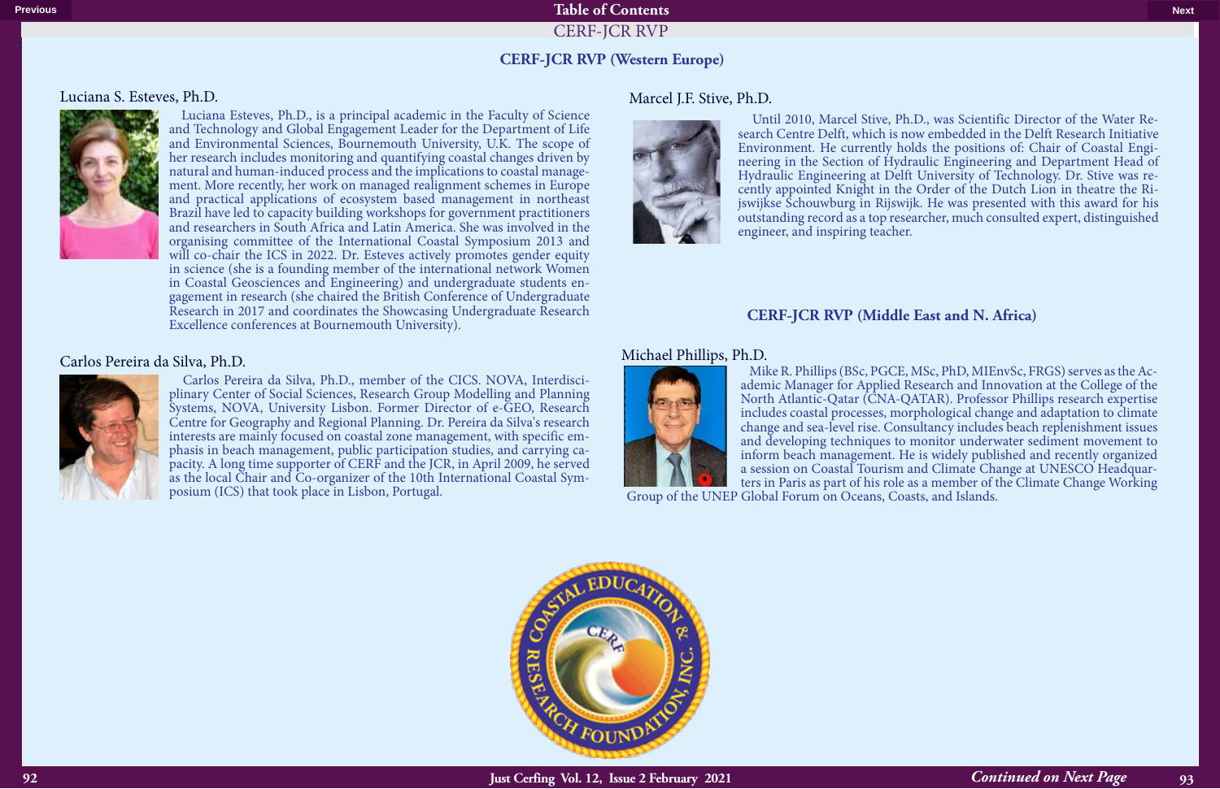# CERF-JCR RVP

## CERF-JCR RVP (Western Europe)

### Luciana S. Esteves, Ph.D.

Luciana Esteves, Ph.D., is a principal academic in the Faculty of Science and Technology and Global Engagement Leader for the Department of Life and Environmental Sciences, Bournemouth University, U.K. The scope of her research includes monitoring and quantifying coastal changes driven by natural and human-induced process and the implications to coastal management. More recently, her work on managed realignment schemes in Europe and practical applications of ecosystem based management in northeast Brazil have led to capacity building workshops for government practitioners and researchers in South Africa and Latin America. She was involved in the organising committee of the International Coastal Symposium 2013 and will co-chair the ICS in 2022. Dr. Esteves actively promotes gender equity in science (she is a founding member of the international network Women in Coastal Geosciences and Engineering) and undergraduate students engagement in research (she chaired the British Conference of Undergraduate Research in 2017 and coordinates the Showcasing Undergraduate Research Excellence conferences at Bournemouth University).

### Carlos Pereira da Silva, Ph.D.

Carlos Pereira da Silva, Ph.D., member of the CICS. NOVA, Interdisciplinary Center of Social Sciences, Research Group Modelling and Planning Systems, NOVA, University Lisbon. Former Director of e-GEO, Research Centre for Geography and Regional Planning. Dr. Pereira da Silva's research interests are mainly focused on coastal zone management, with specific emphasis in beach management, public participation studies, and carrying capacity. A long time supporter of CERF and the JCR, in April 2009, he served as the local Chair and Co-organizer of the 10th International Coastal Symposium (ICS) that took place in Lisbon, Portugal.

### Marcel J.F. Stive, Ph.D.

Until 2010, Marcel Stive, Ph.D., was Scientific Director of the Water Research Centre Delft, which is now embedded in the Delft Research Initiative Environment. He currently holds the positions of: Chair of Coastal Engineering in the Section of Hydraulic Engineering and Department Head of Hydraulic Engineering at Delft University of Technology. Dr. Stive was recently appointed Knight in the Order of the Dutch Lion in theatre the Rijswijkse Schouwburg in Rijswijk. He was presented with this award for his outstanding record as a top researcher, much consulted expert, distinguished engineer, and inspiring teacher.

## CERF-JCR RVP (Middle East and N. Africa)

### Michael Phillips, Ph.D.

Mike R. Phillips (BSc, PGCE, MSc, PhD, MIEnvSc, FRGS) serves as the Academic Manager for Applied Research and Innovation at the College of the North Atlantic-Qatar (CNA-QATAR). Professor Phillips research expertise includes coastal processes, morphological change and adaptation to climate change and sea-level rise. Consultancy includes beach replenishment issues and developing techniques to monitor underwater sediment movement to inform beach management. He is widely published and recently organized a session on Coastal Tourism and Climate Change at UNESCO Headquarters in Paris as part of his role as a member of the Climate Change Working Group of the UNEP Global Forum on Oceans, Coasts, and Islands.

*Continued on Next Page*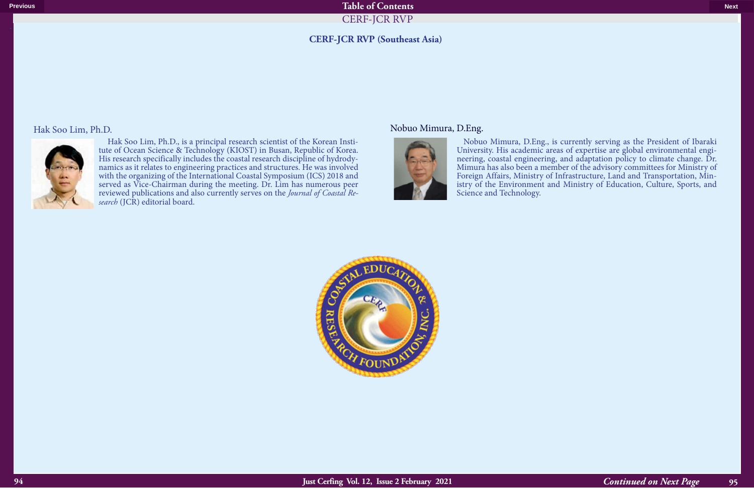# CERF-JCR RVP (Southeast Asia)

## Hak Soo Lim, Ph.D.

Hak Soo Lim, Ph.D., is a principal research scientist of the Korean Institute of Ocean Science & Technology (KIOST) in Busan, Republic of Korea. His research specifically includes the coastal research discipline of hydrodynamics as it relates to engineering practices and structures. He was involved with the organizing of the International Coastal Symposium (ICS) 2018 and served as Vice-Chairman during the meeting. Dr. Lim has numerous peer reviewed publications and also currently serves on the *Journal of Coastal Research* (JCR) editorial board.

## Nobuo Mimura, D.Eng.

Nobuo Mimura, D.Eng., is currently serving as the President of Ibaraki University. His academic areas of expertise are global environmental engineering, coastal engineering, and adaptation policy to climate change. Dr. Mimura has also been a member of the advisory committees for Ministry of Foreign Affairs, Ministry of Infrastructure, Land and Transportation, Ministry of the Environment and Ministry of Education, Culture, Sports, and Science and Technology.

*Continued on Next Page*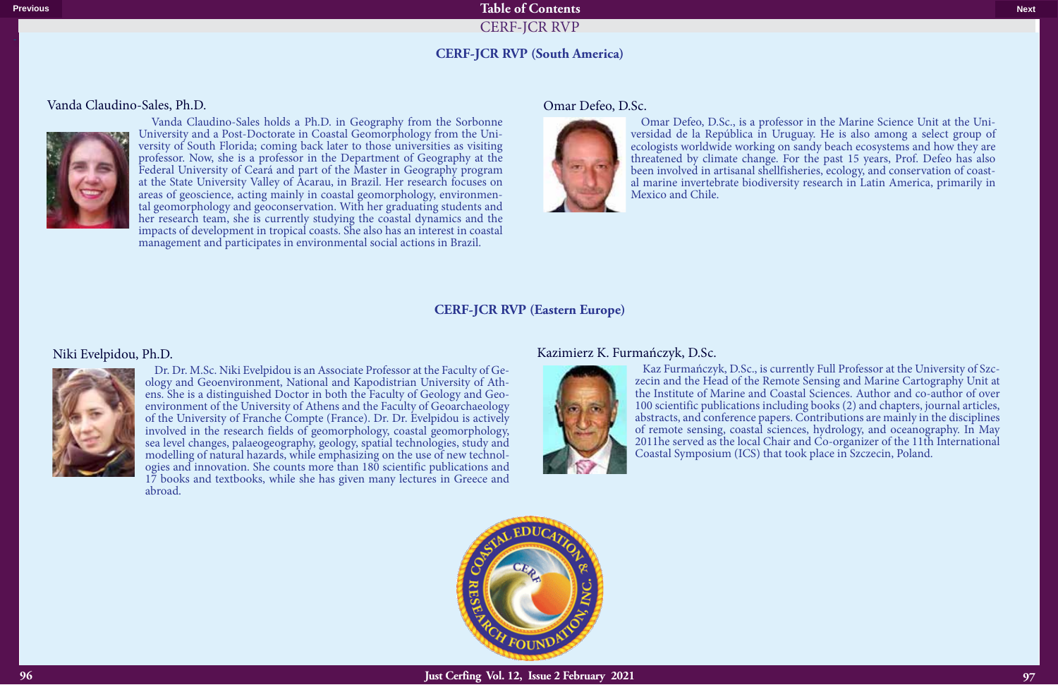# CERF-JCR RVP

## CERF-JCR RVP (South America)

### Vanda Claudino-Sales, Ph.D.

Vanda Claudino-Sales holds a Ph.D. in Geography from the Sorbonne University and a Post-Doctorate in Coastal Geomorphology from the University of South Florida; coming back later to those universities as visiting professor. Now, she is a professor in the Department of Geography at the Federal University of Ceará and part of the Master in Geography program at the State University Valley of Acarau, in Brazil. Her research focuses on areas of geoscience, acting mainly in coastal geomorphology, environmental geomorphology and geoconservation. With her graduating students and her research team, she is currently studying the coastal dynamics and the impacts of development in tropical coasts. She also has an interest in coastal management and participates in environmental social actions in Brazil.

### Omar Defeo, D.Sc.

Omar Defeo, D.Sc., is a professor in the Marine Science Unit at the Universidad de la República in Uruguay. He is also among a select group of ecologists worldwide working on sandy beach ecosystems and how they are threatened by climate change. For the past 15 years, Prof. Defeo has also been involved in artisanal shellfisheries, ecology, and conservation of coastal marine invertebrate biodiversity research in Latin America, primarily in Mexico and Chile.

## CERF-JCR RVP (Eastern Europe)

### Niki Evelpidou, Ph.D.

Dr. Dr. M.Sc. Niki Evelpidou is an Associate Professor at the Faculty of Geology and Geoenvironment, National and Kapodistrian University of Athens. She is a distinguished Doctor in both the Faculty of Geology and Geoenvironment of the University of Athens and the Faculty of Geoarchaeology of the University of Franche Compte (France). Dr. Dr. Evelpidou is actively involved in the research fields of geomorphology, coastal geomorphology, sea level changes, palaeogeography, geology, spatial technologies, study and modelling of natural hazards, while emphasizing on the use of new technologies and innovation. She counts more than 180 scientific publications and 17 books and textbooks, while she has given many lectures in Greece and abroad.

### Kazimierz K. Furmańczyk, D.Sc.

Kaz Furmańczyk, D.Sc., is currently Full Professor at the University of Szczecin and the Head of the Remote Sensing and Marine Cartography Unit at the Institute of Marine and Coastal Sciences. Author and co-author of over 100 scientific publications including books (2) and chapters, journal articles, abstracts, and conference papers. Contributions are mainly in the disciplines of remote sensing, coastal sciences, hydrology, and oceanography. In May 2011he served as the local Chair and Co-organizer of the 11th International Coastal Symposium (ICS) that took place in Szczecin, Poland.